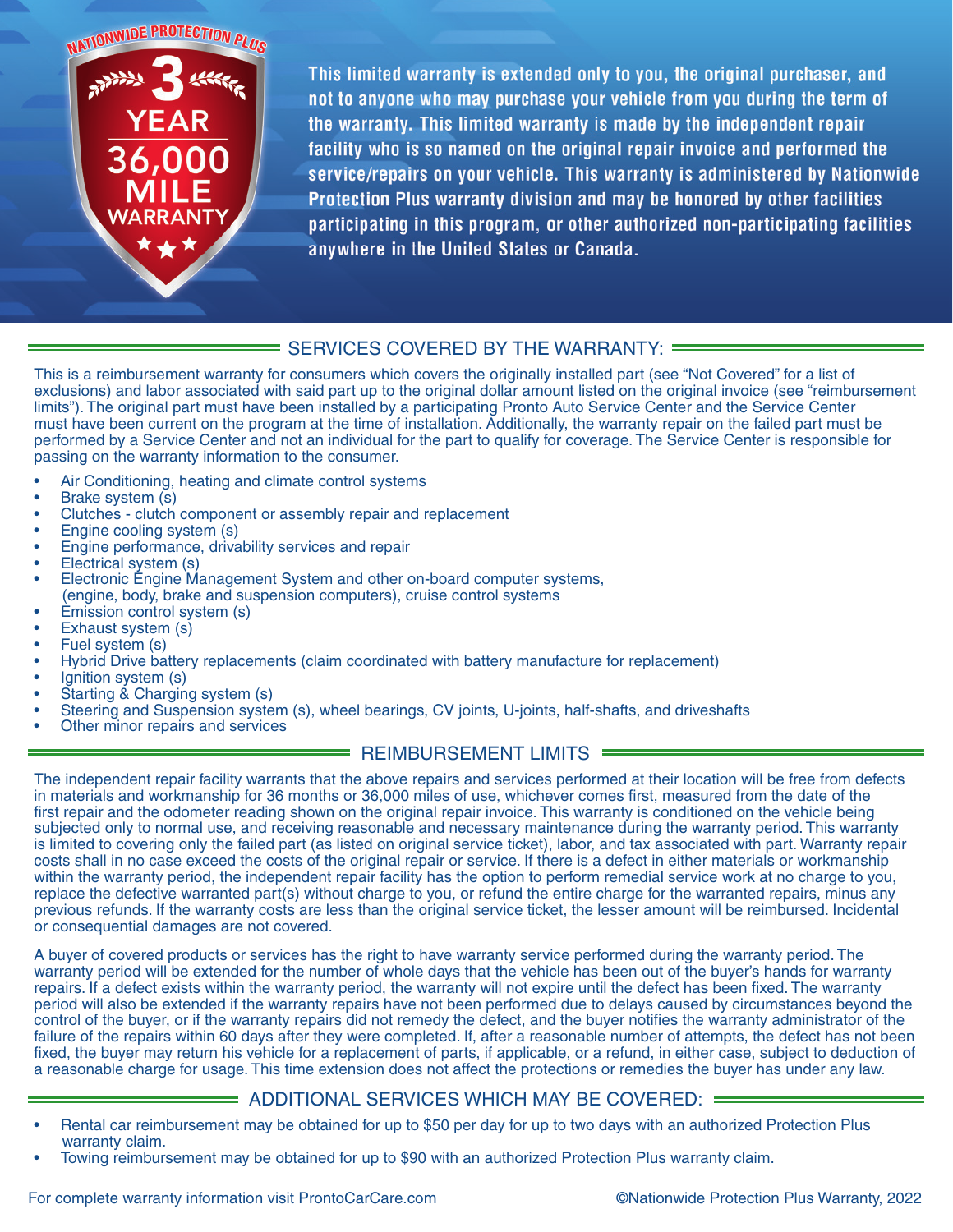# NATIONWIDE PROTECTION PLUS 3 YEAR 36,000 MILE WARRANTY

**This limited warranty is extended only to you, the original purchaser, and not to anyone who may purchase your vehicle from you during the term of the warranty. This limited warranty is made by the independent repair facility who is so named on the original repair invoice and performed the service/repairs on your vehicle. This warranty is administered by Nationwide Protection Plus warranty division and may be honored by other facilities participating in this program, or other authorized non-participating facilities anywhere in the United States or Canada.**

## SERVICES COVERED BY THE WARRANTY:

This is a reimbursement warranty for consumers which covers the originally installed part (see "Not Covered" for a list of exclusions) and labor associated with said part up to the original dollar amount listed on the original invoice (see "reimbursement limits"). The original part must have been installed by a participating Pronto Auto Service Center and the Service Center must have been current on the program at the time of installation. Additionally, the warranty repair on the failed part must be performed by a Service Center and not an individual for the part to qualify for coverage. The Service Center is responsible for passing on the warranty information to the consumer.

- Air Conditioning, heating and climate control systems
- Brake system (s)
- Clutches - clutch component or assembly repair and replacement
- Engine cooling system (s)
- Engine performance, drivability services and repair
- Electrical system (s)
- Electronic Engine Management System and other on-board computer systems, (engine, body, brake and suspension computers), cruise control systems
- Emission control system (s)
- Exhaust system (s)
- Fuel system (s)
- Hybrid Drive battery replacements (claim coordinated with battery manufacture for replacement)
- Ignition system (s)
- Starting & Charging system (s)
- Steering and Suspension system (s), wheel bearings, CV joints, U-joints, half-shafts, and driveshafts
- Other minor repairs and services

## REIMBURSEMENT LIMITS

The independent repair facility warrants that the above repairs and services performed at their location will be free from defects in materials and workmanship for 36 months or 36,000 miles of use, whichever comes first, measured from the date of the first repair and the odometer reading shown on the original repair invoice. This warranty is conditioned on the vehicle being subjected only to normal use, and receiving reasonable and necessary maintenance during the warranty period. This warranty is limited to covering only the failed part (as listed on original service ticket), labor, and tax associated with part. Warranty repair costs shall in no case exceed the costs of the original repair or service. If there is a defect in either materials or workmanship within the warranty period, the independent repair facility has the option to perform remedial service work at no charge to you, replace the defective warranted part(s) without charge to you, or refund the entire charge for the warranted repairs, minus any previous refunds. If the warranty costs are less than the original service ticket, the lesser amount will be reimbursed. Incidental or consequential damages are not covered.

A buyer of covered products or services has the right to have warranty service performed during the warranty period. The warranty period will be extended for the number of whole days that the vehicle has been out of the buyer's hands for warranty repairs. If a defect exists within the warranty period, the warranty will not expire until the defect has been fixed. The warranty period will also be extended if the warranty repairs have not been performed due to delays caused by circumstances beyond the control of the buyer, or if the warranty repairs did not remedy the defect, and the buyer notifies the warranty administrator of the failure of the repairs within 60 days after they were completed. If, after a reasonable number of attempts, the defect has not been fixed, the buyer may return his vehicle for a replacement of parts, if applicable, or a refund, in either case, subject to deduction of a reasonable charge for usage. This time extension does not affect the protections or remedies the buyer has under any law.

## ADDITIONAL SERVICES WHICH MAY BE COVERED:

- Rental car reimbursement may be obtained for up to $50 per day for up to two days with an authorized Protection Plus warranty claim.
- Towing reimbursement may be obtained for up to $90 with an authorized Protection Plus warranty claim.

For complete warranty information visit ProntoCarCare.com

©Nationwide Protection Plus Warranty, 2022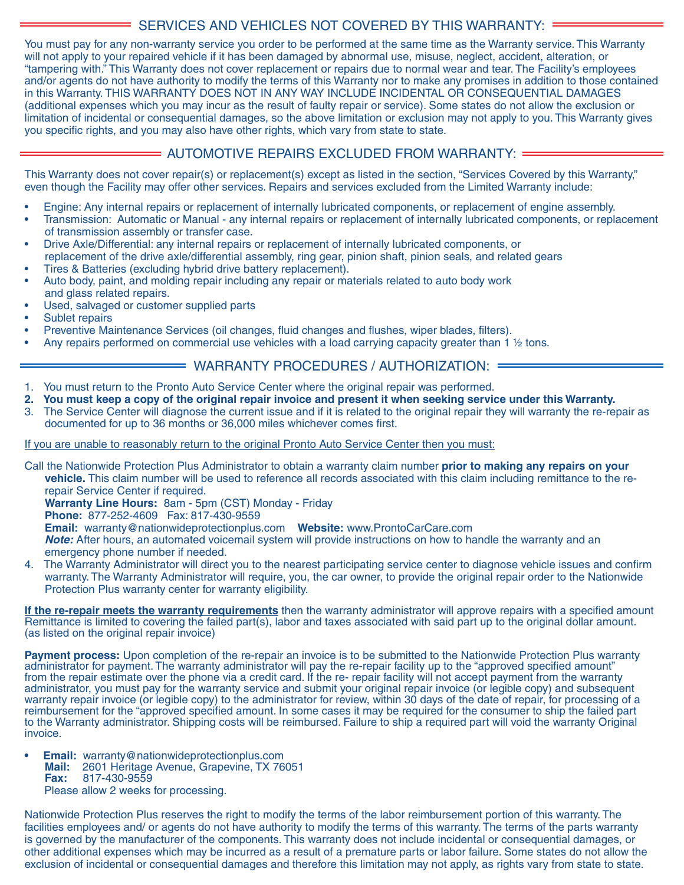## SERVICES AND VEHICLES NOT COVERED BY THIS WARRANTY:

You must pay for any non-warranty service you order to be performed at the same time as the Warranty service. This Warranty will not apply to your repaired vehicle if it has been damaged by abnormal use, misuse, neglect, accident, alteration, or "tampering with." This Warranty does not cover replacement or repairs due to normal wear and tear. The Facility's employees and/or agents do not have authority to modify the terms of this Warranty nor to make any promises in addition to those contained in this Warranty. THIS WARRANTY DOES NOT IN ANY WAY INCLUDE INCIDENTAL OR CONSEQUENTIAL DAMAGES (additional expenses which you may incur as the result of faulty repair or service). Some states do not allow the exclusion or limitation of incidental or consequential damages, so the above limitation or exclusion may not apply to you. This Warranty gives you specific rights, and you may also have other rights, which vary from state to state.

## AUTOMOTIVE REPAIRS EXCLUDED FROM WARRANTY:

This Warranty does not cover repair(s) or replacement(s) except as listed in the section, "Services Covered by this Warranty," even though the Facility may offer other services. Repairs and services excluded from the Limited Warranty include:

- Engine: Any internal repairs or replacement of internally lubricated components, or replacement of engine assembly.
- Transmission: Automatic or Manual - any internal repairs or replacement of internally lubricated components, or replacement of transmission assembly or transfer case.
- Drive Axle/Differential: any internal repairs or replacement of internally lubricated components, or replacement of the drive axle/differential assembly, ring gear, pinion shaft, pinion seals, and related gears
- Tires & Batteries (excluding hybrid drive battery replacement).
- Auto body, paint, and molding repair including any repair or materials related to auto body work and glass related repairs.
- Used, salvaged or customer supplied parts
- Sublet repairs
- Preventive Maintenance Services (oil changes, fluid changes and flushes, wiper blades, filters).
- Any repairs performed on commercial use vehicles with a load carrying capacity greater than 1 ½ tons.

## WARRANTY PROCEDURES / AUTHORIZATION:

1. You must return to the Pronto Auto Service Center where the original repair was performed.
2. **You must keep a copy of the original repair invoice and present it when seeking service under this Warranty.**
3. The Service Center will diagnose the current issue and if it is related to the original repair they will warranty the re-repair as documented for up to 36 months or 36,000 miles whichever comes first.

<u>If you are unable to reasonably return to the original Pronto Auto Service Center then you must:</u>

Call the Nationwide Protection Plus Administrator to obtain a warranty claim number **prior to making any repairs on your vehicle.** This claim number will be used to reference all records associated with this claim including remittance to the re-repair Service Center if required.
**Warranty Line Hours:** 8am - 5pm (CST) Monday - Friday
**Phone:** 877-252-4609 Fax: 817-430-9559
**Email:** warranty@nationwideprotectionplus.com **Website:** www.ProntoCarCare.com
***Note:*** After hours, an automated voicemail system will provide instructions on how to handle the warranty and an emergency phone number if needed.

4. The Warranty Administrator will direct you to the nearest participating service center to diagnose vehicle issues and confirm warranty. The Warranty Administrator will require, you, the car owner, to provide the original repair order to the Nationwide Protection Plus warranty center for warranty eligibility.

**<u>If the re-repair meets the warranty requirements</u>** then the warranty administrator will approve repairs with a specified amount Remittance is limited to covering the failed part(s), labor and taxes associated with said part up to the original dollar amount. (as listed on the original repair invoice)

**Payment process:** Upon completion of the re-repair an invoice is to be submitted to the Nationwide Protection Plus warranty administrator for payment. The warranty administrator will pay the re-repair facility up to the "approved specified amount" from the repair estimate over the phone via a credit card. If the re- repair facility will not accept payment from the warranty administrator, you must pay for the warranty service and submit your original repair invoice (or legible copy) and subsequent warranty repair invoice (or legible copy) to the administrator for review, within 30 days of the date of repair, for processing of a reimbursement for the "approved specified amount. In some cases it may be required for the consumer to ship the failed part to the Warranty administrator. Shipping costs will be reimbursed. Failure to ship a required part will void the warranty Original invoice.

- **Email:** warranty@nationwideprotectionplus.com
  **Mail:** 2601 Heritage Avenue, Grapevine, TX 76051
  **Fax:** 817-430-9559
  Please allow 2 weeks for processing.

Nationwide Protection Plus reserves the right to modify the terms of the labor reimbursement portion of this warranty. The facilities employees and/ or agents do not have authority to modify the terms of this warranty. The terms of the parts warranty is governed by the manufacturer of the components. This warranty does not include incidental or consequential damages, or other additional expenses which may be incurred as a result of a premature parts or labor failure. Some states do not allow the exclusion of incidental or consequential damages and therefore this limitation may not apply, as rights vary from state to state.